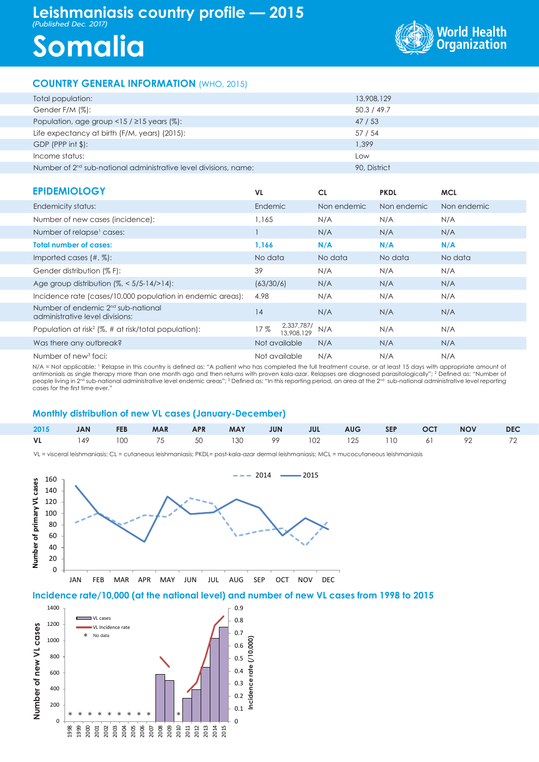# Leishmaniasis country profile — 2015

*(Published Dec. 2017)*

# Somalia

World Health Organization

## COUNTRY GENERAL INFORMATION (WHO, 2015)

| | |
|---|---|
| Total population: | 13,908,129 |
| Gender F/M (%): | 50.3 / 49.7 |
| Population, age group <15 / ≥15 years (%): | 47 / 53 |
| Life expectancy at birth (F/M, years) (2015): | 57 / 54 |
| GDP (PPP int $): | 1,399 |
| Income status: | Low |
| Number of 2nd sub-national administrative level divisions, name: | 90, District |

## EPIDEMIOLOGY

| | VL | CL | PKDL | MCL |
|---|---|---|---|---|
| Endemicity status: | Endemic | Non endemic | Non endemic | Non endemic |
| Number of new cases (incidence): | 1,165 | N/A | N/A | N/A |
| Number of relapse[1] cases: | 1 | N/A | N/A | N/A |
| **Total number of cases:** | **1,166** | **N/A** | **N/A** | **N/A** |
| Imported cases (#, %): | No data | No data | No data | No data |
| Gender distribution (% F): | 39 | N/A | N/A | N/A |
| Age group distribution (%, < 5/5-14/>14): | (63/30/6) | N/A | N/A | N/A |
| Incidence rate (cases/10,000 population in endemic areas): | 4.98 | N/A | N/A | N/A |
| Number of endemic 2nd sub-national administrative level divisions: | 14 | N/A | N/A | N/A |
| Population at risk[2] (%, # at risk/total population): | 17 % 2,337,787/ 13,908,129 | N/A | N/A | N/A |
| Was there any outbreak? | Not available | N/A | N/A | N/A |
| Number of new[3] foci: | Not available | N/A | N/A | N/A |

N/A = Not applicable; [1] Relapse in this country is defined as: "A patient who has completed the full treatment course, or at least 15 days with appropriate amount of antimonials as single therapy more than one month ago and then returns with proven kala-azar. Relapses are diagnosed parasitologically"; [2] Defined as: "Number of people living in 2nd sub-national administrative level endemic areas"; [3] Defined as: "In this reporting period, an area at the 2nd sub-national administrative level reporting cases for the first time ever."

## Monthly distribution of new VL cases (January-December)

| 2015 | JAN | FEB | MAR | APR | MAY | JUN | JUL | AUG | SEP | OCT | NOV | DEC |
|---|---|---|---|---|---|---|---|---|---|---|---|---|
| VL | 149 | 100 | 75 | 50 | 130 | 99 | 102 | 125 | 110 | 61 | 92 | 72 |

VL = visceral leishmaniasis; CL = cutaneous leishmaniasis; PKDL= post-kala-azar dermal leishmaniasis; MCL = mucocutaneous leishmaniasis

## Incidence rate/10,000 (at the national level) and number of new VL cases from 1998 to 2015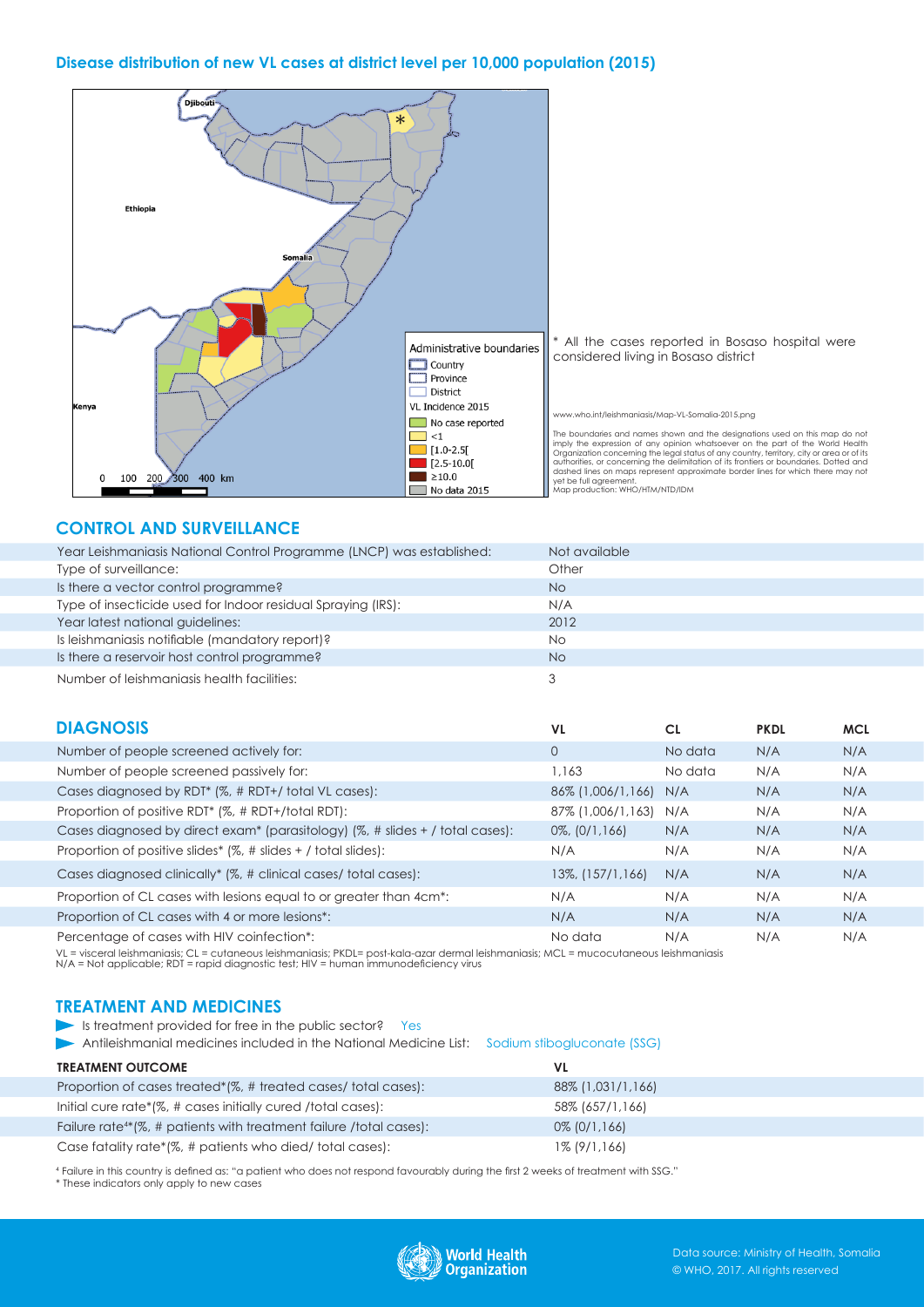### Disease distribution of new VL cases at district level per 10,000 population (2015)

Djibouti

Ethiopia

Somalia

Kenya

0 100 200 300 400 km

Administrative boundaries
Country
Province
District
VL Incidence 2015
No case reported
<1
[1.0-2.5[
[2.5-10.0[
≥10.0
No data 2015

* All the cases reported in Bosaso hospital were considered living in Bosaso district

www.who.int/leishmaniasis/Map-VL-Somalia-2015.png

The boundaries and names shown and the designations used on this map do not imply the expression of any opinion whatsoever on the part of the World Health Organization concerning the legal status of any country, territory, city or area or of its authorities, or concerning the delimitation of its frontiers or boundaries. Dotted and dashed lines on maps represent approximate border lines for which there may not yet be full agreement.
Map production: WHO/HTM/NTD/IDM

## CONTROL AND SURVEILLANCE

| | |
|---|---|
| Year Leishmaniasis National Control Programme (LNCP) was established: | Not available |
| Type of surveillance: | Other |
| Is there a vector control programme? | No |
| Type of insecticide used for Indoor residual Spraying (IRS): | N/A |
| Year latest national guidelines: | 2012 |
| Is leishmaniasis notifiable (mandatory report)? | No |
| Is there a reservoir host control programme? | No |
| Number of leishmaniasis health facilities: | 3 |

## DIAGNOSIS

| | VL | CL | PKDL | MCL |
|---|---|---|---|---|
| Number of people screened actively for: | 0 | No data | N/A | N/A |
| Number of people screened passively for: | 1,163 | No data | N/A | N/A |
| Cases diagnosed by RDT* (%, # RDT+/ total VL cases): | 86% (1,006/1,166) | N/A | N/A | N/A |
| Proportion of positive RDT* (%, # RDT+/total RDT): | 87% (1,006/1,163) | N/A | N/A | N/A |
| Cases diagnosed by direct exam* (parasitology) (%, # slides + / total cases): | 0%, (0/1,166) | N/A | N/A | N/A |
| Proportion of positive slides* (%, # slides + / total slides): | N/A | N/A | N/A | N/A |
| Cases diagnosed clinically* (%, # clinical cases/ total cases): | 13%, (157/1,166) | N/A | N/A | N/A |
| Proportion of CL cases with lesions equal to or greater than 4cm*: | N/A | N/A | N/A | N/A |
| Proportion of CL cases with 4 or more lesions*: | N/A | N/A | N/A | N/A |
| Percentage of cases with HIV coinfection*: | No data | N/A | N/A | N/A |

VL = visceral leishmaniasis; CL = cutaneous leishmaniasis; PKDL= post-kala-azar dermal leishmaniasis; MCL = mucocutaneous leishmaniasis
N/A = Not applicable; RDT = rapid diagnostic test; HIV = human immunodeficiency virus

## TREATMENT AND MEDICINES

- Is treatment provided for free in the public sector? Yes
- Antileishmanial medicines included in the National Medicine List: Sodium stibogluconate (SSG)

| TREATMENT OUTCOME | VL |
|---|---|
| Proportion of cases treated*(%, # treated cases/ total cases): | 88% (1,031/1,166) |
| Initial cure rate*(%, # cases initially cured /total cases): | 58% (657/1,166) |
| Failure rate[4]*(%, # patients with treatment failure /total cases): | 0% (0/1,166) |
| Case fatality rate*(%, # patients who died/ total cases): | 1% (9/1,166) |

[4] Failure in this country is defined as: "a patient who does not respond favourably during the first 2 weeks of treatment with SSG."
* These indicators only apply to new cases

World Health Organization

Data source: Ministry of Health, Somalia
© WHO, 2017. All rights reserved